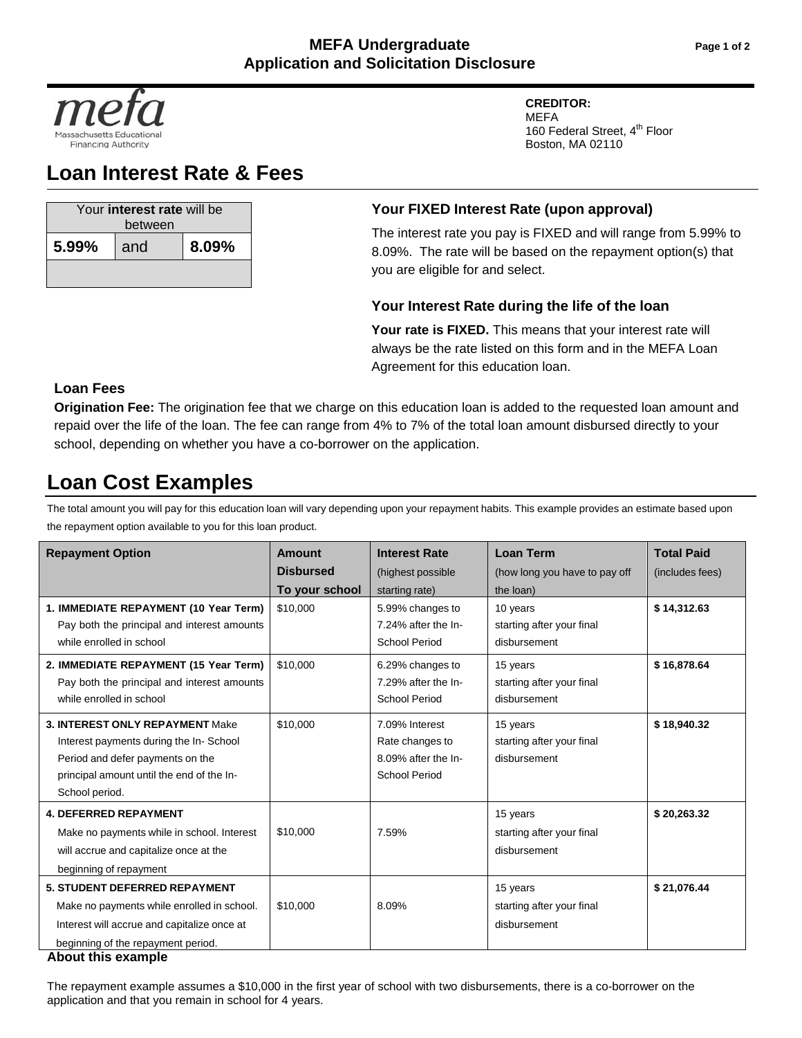# MEFA Undergraduate
# Application and Solicitation Disclosure

mefa
Massachusetts Educational Financing Authority

**CREDITOR:**
MEFA
160 Federal Street, 4th Floor
Boston, MA 02110

## Loan Interest Rate & Fees

| Your **interest rate** will be between | | |
|---|---|---|
| **5.99%** | and | **8.09%** |

### Your FIXED Interest Rate (upon approval)

The interest rate you pay is FIXED and will range from 5.99% to 8.09%. The rate will be based on the repayment option(s) that you are eligible for and select.

### Your Interest Rate during the life of the loan

**Your rate is FIXED.** This means that your interest rate will always be the rate listed on this form and in the MEFA Loan Agreement for this education loan.

### Loan Fees

**Origination Fee:** The origination fee that we charge on this education loan is added to the requested loan amount and repaid over the life of the loan. The fee can range from 4% to 7% of the total loan amount disbursed directly to your school, depending on whether you have a co-borrower on the application.

## Loan Cost Examples

The total amount you will pay for this education loan will vary depending upon your repayment habits. This example provides an estimate based upon the repayment option available to you for this loan product.

| Repayment Option | Amount Disbursed To your school | Interest Rate (highest possible starting rate) | Loan Term (how long you have to pay off the loan) | Total Paid (includes fees) |
|---|---|---|---|---|
| **1. IMMEDIATE REPAYMENT (10 Year Term)** Pay both the principal and interest amounts while enrolled in school | $10,000 | 5.99% changes to 7.24% after the In-School Period | 10 years starting after your final disbursement | **$ 14,312.63** |
| **2. IMMEDIATE REPAYMENT (15 Year Term)** Pay both the principal and interest amounts while enrolled in school | $10,000 | 6.29% changes to 7.29% after the In-School Period | 15 years starting after your final disbursement | **$ 16,878.64** |
| **3. INTEREST ONLY REPAYMENT** Make Interest payments during the In- School Period and defer payments on the principal amount until the end of the In-School period. | $10,000 | 7.09% Interest Rate changes to 8.09% after the In-School Period | 15 years starting after your final disbursement | **$ 18,940.32** |
| **4. DEFERRED REPAYMENT** Make no payments while in school. Interest will accrue and capitalize once at the beginning of repayment | $10,000 | 7.59% | 15 years starting after your final disbursement | **$ 20,263.32** |
| **5. STUDENT DEFERRED REPAYMENT** Make no payments while enrolled in school. Interest will accrue and capitalize once at beginning of the repayment period. | $10,000 | 8.09% | 15 years starting after your final disbursement | **$ 21,076.44** |

### About this example

The repayment example assumes a $10,000 in the first year of school with two disbursements, there is a co-borrower on the application and that you remain in school for 4 years.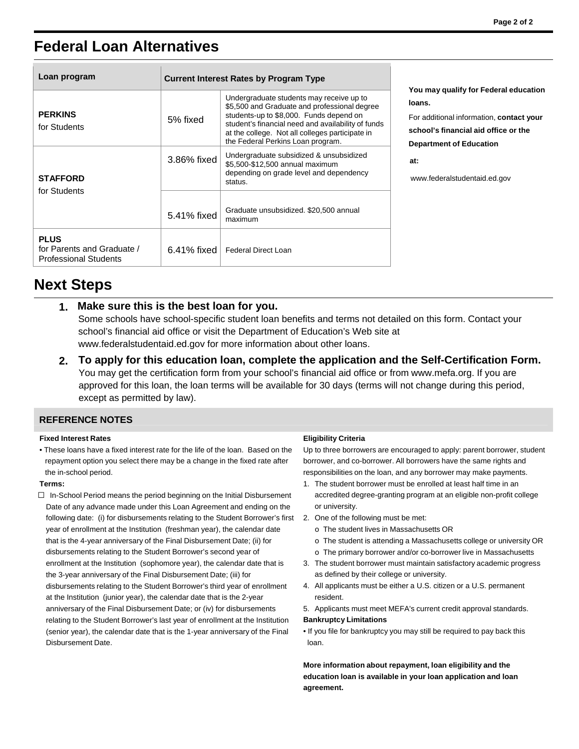# Federal Loan Alternatives

| Loan program | Current Interest Rates by Program Type | |
|---|---|---|
| **PERKINS** for Students | 5% fixed | Undergraduate students may receive up to $5,500 and Graduate and professional degree students-up to $8,000. Funds depend on student's financial need and availability of funds at the college. Not all colleges participate in the Federal Perkins Loan program. |
| **STAFFORD** for Students | 3.86% fixed | Undergraduate subsidized & unsubsidized $5,500-$12,500 annual maximum depending on grade level and dependency status. |
| | 5.41% fixed | Graduate unsubsidized. $20,500 annual maximum |
| **PLUS** for Parents and Graduate / Professional Students | 6.41% fixed | Federal Direct Loan |

**You may qualify for Federal education loans.**

For additional information, **contact your school's financial aid office or the Department of Education**

**at:**

www.federalstudentaid.ed.gov

# Next Steps

1. **Make sure this is the best loan for you.**
   Some schools have school-specific student loan benefits and terms not detailed on this form. Contact your school's financial aid office or visit the Department of Education's Web site at www.federalstudentaid.ed.gov for more information about other loans.

2. **To apply for this education loan, complete the application and the Self-Certification Form.**
   You may get the certification form from your school's financial aid office or from www.mefa.org. If you are approved for this loan, the loan terms will be available for 30 days (terms will not change during this period, except as permitted by law).

## REFERENCE NOTES

**Fixed Interest Rates**

- These loans have a fixed interest rate for the life of the loan. Based on the repayment option you select there may be a change in the fixed rate after the in-school period.

**Terms:**

- In-School Period means the period beginning on the Initial Disbursement Date of any advance made under this Loan Agreement and ending on the following date: (i) for disbursements relating to the Student Borrower's first year of enrollment at the Institution (freshman year), the calendar date that is the 4-year anniversary of the Final Disbursement Date; (ii) for disbursements relating to the Student Borrower's second year of enrollment at the Institution (sophomore year), the calendar date that is the 3-year anniversary of the Final Disbursement Date; (iii) for disbursements relating to the Student Borrower's third year of enrollment at the Institution (junior year), the calendar date that is the 2-year anniversary of the Final Disbursement Date; or (iv) for disbursements relating to the Student Borrower's last year of enrollment at the Institution (senior year), the calendar date that is the 1-year anniversary of the Final Disbursement Date.

**Eligibility Criteria**

Up to three borrowers are encouraged to apply: parent borrower, student borrower, and co-borrower. All borrowers have the same rights and responsibilities on the loan, and any borrower may make payments.

1. The student borrower must be enrolled at least half time in an accredited degree-granting program at an eligible non-profit college or university.
2. One of the following must be met:
   - The student lives in Massachusetts OR
   - The student is attending a Massachusetts college or university OR
   - The primary borrower and/or co-borrower live in Massachusetts
3. The student borrower must maintain satisfactory academic progress as defined by their college or university.
4. All applicants must be either a U.S. citizen or a U.S. permanent resident.
5. Applicants must meet MEFA's current credit approval standards.

**Bankruptcy Limitations**

- If you file for bankruptcy you may still be required to pay back this loan.

**More information about repayment, loan eligibility and the education loan is available in your loan application and loan agreement.**